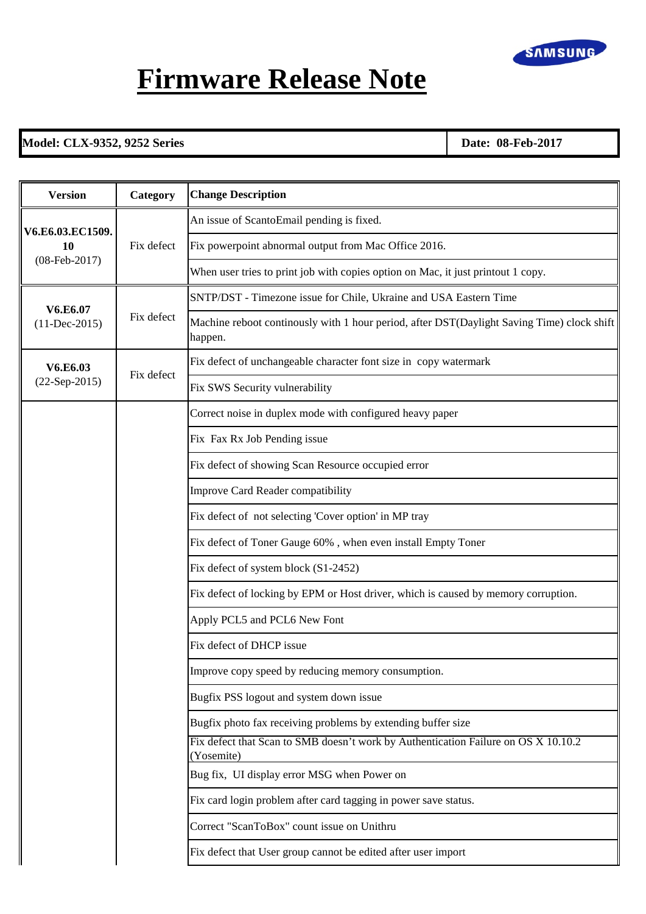# Firmware Release Note

| **Model: CLX-9352, 9252 Series** | **Date: 08-Feb-2017** |
|---|---|

| Version | Category | Change Description |
|---|---|---|
| **V6.E6.03.EC1509.10** (08-Feb-2017) | Fix defect | An issue of ScantoEmail pending is fixed. |
| | | Fix powerpoint abnormal output from Mac Office 2016. |
| | | When user tries to print job with copies option on Mac, it just printout 1 copy. |
| **V6.E6.07** (11-Dec-2015) | Fix defect | SNTP/DST - Timezone issue for Chile, Ukraine and USA Eastern Time |
| | | Machine reboot continously with 1 hour period, after DST(Daylight Saving Time) clock shift happen. |
| **V6.E6.03** (22-Sep-2015) | Fix defect | Fix defect of unchangeable character font size in copy watermark |
| | | Fix SWS Security vulnerability |
| | | Correct noise in duplex mode with configured heavy paper |
| | | Fix Fax Rx Job Pending issue |
| | | Fix defect of showing Scan Resource occupied error |
| | | Improve Card Reader compatibility |
| | | Fix defect of not selecting 'Cover option' in MP tray |
| | | Fix defect of Toner Gauge 60% , when even install Empty Toner |
| | | Fix defect of system block (S1-2452) |
| | | Fix defect of locking by EPM or Host driver, which is caused by memory corruption. |
| | | Apply PCL5 and PCL6 New Font |
| | | Fix defect of DHCP issue |
| | | Improve copy speed by reducing memory consumption. |
| | | Bugfix PSS logout and system down issue |
| | | Bugfix photo fax receiving problems by extending buffer size |
| | | Fix defect that Scan to SMB doesn't work by Authentication Failure on OS X 10.10.2 (Yosemite) |
| | | Bug fix, UI display error MSG when Power on |
| | | Fix card login problem after card tagging in power save status. |
| | | Correct "ScanToBox" count issue on Unithru |
| | | Fix defect that User group cannot be edited after user import |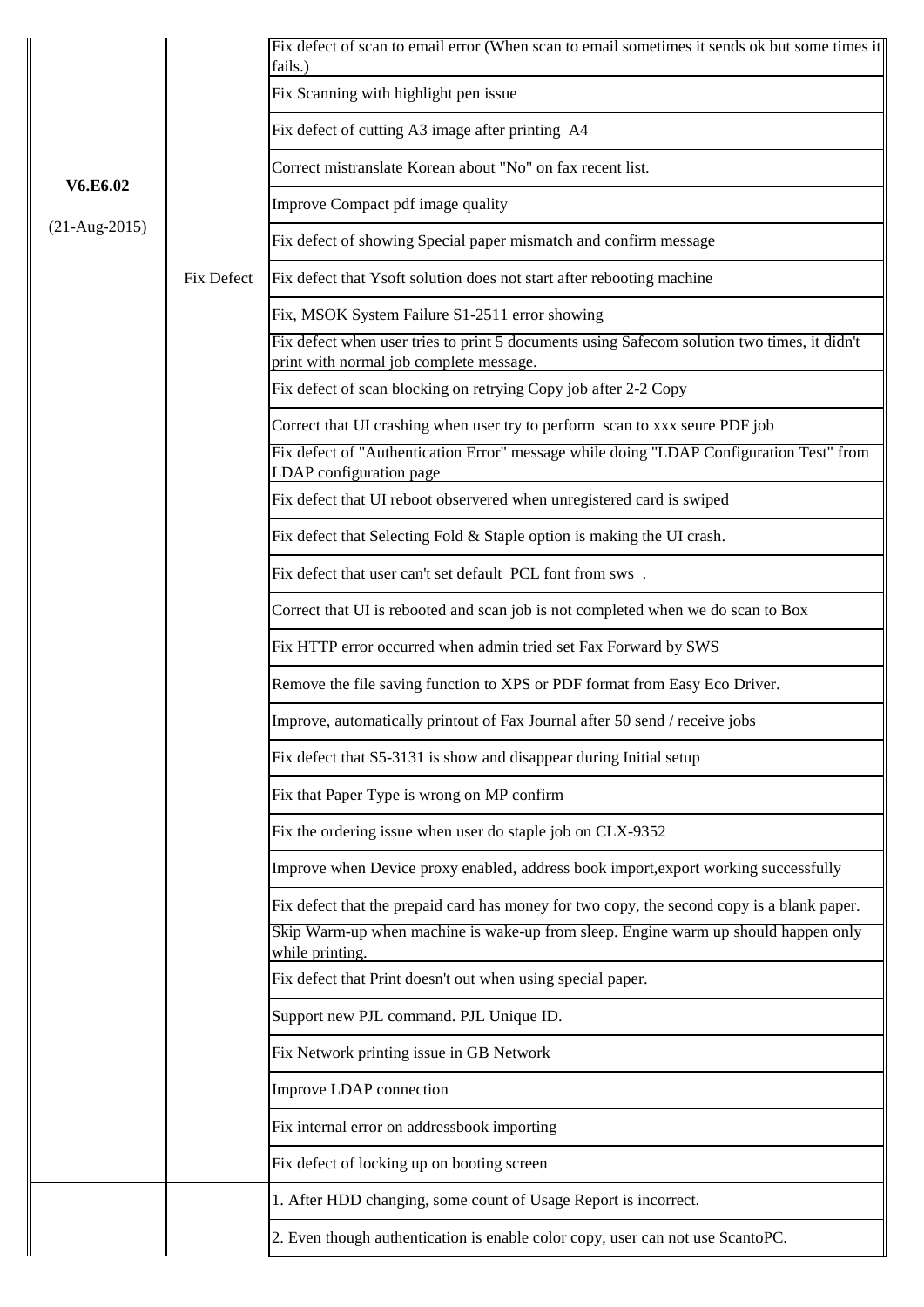| | | |
|---|---|---|
| **V6.E6.02** (21-Aug-2015) | Fix Defect | Fix defect of scan to email error (When scan to email sometimes it sends ok but some times it fails.) |
| | | Fix Scanning with highlight pen issue |
| | | Fix defect of cutting A3 image after printing A4 |
| | | Correct mistranslate Korean about "No" on fax recent list. |
| | | Improve Compact pdf image quality |
| | | Fix defect of showing Special paper mismatch and confirm message |
| | | Fix defect that Ysoft solution does not start after rebooting machine |
| | | Fix, MSOK System Failure S1-2511 error showing |
| | | Fix defect when user tries to print 5 documents using Safecom solution two times, it didn't print with normal job complete message. |
| | | Fix defect of scan blocking on retrying Copy job after 2-2 Copy |
| | | Correct that UI crashing when user try to perform scan to xxx seure PDF job |
| | | Fix defect of "Authentication Error" message while doing "LDAP Configuration Test" from LDAP configuration page |
| | | Fix defect that UI reboot observered when unregistered card is swiped |
| | | Fix defect that Selecting Fold & Staple option is making the UI crash. |
| | | Fix defect that user can't set default PCL font from sws . |
| | | Correct that UI is rebooted and scan job is not completed when we do scan to Box |
| | | Fix HTTP error occurred when admin tried set Fax Forward by SWS |
| | | Remove the file saving function to XPS or PDF format from Easy Eco Driver. |
| | | Improve, automatically printout of Fax Journal after 50 send / receive jobs |
| | | Fix defect that S5-3131 is show and disappear during Initial setup |
| | | Fix that Paper Type is wrong on MP confirm |
| | | Fix the ordering issue when user do staple job on CLX-9352 |
| | | Improve when Device proxy enabled, address book import,export working successfully |
| | | Fix defect that the prepaid card has money for two copy, the second copy is a blank paper. |
| | | Skip Warm-up when machine is wake-up from sleep. Engine warm up should happen only while printing. |
| | | Fix defect that Print doesn't out when using special paper. |
| | | Support new PJL command. PJL Unique ID. |
| | | Fix Network printing issue in GB Network |
| | | Improve LDAP connection |
| | | Fix internal error on addressbook importing |
| | | Fix defect of locking up on booting screen |
| | | 1. After HDD changing, some count of Usage Report is incorrect. |
| | | 2. Even though authentication is enable color copy, user can not use ScantoPC. |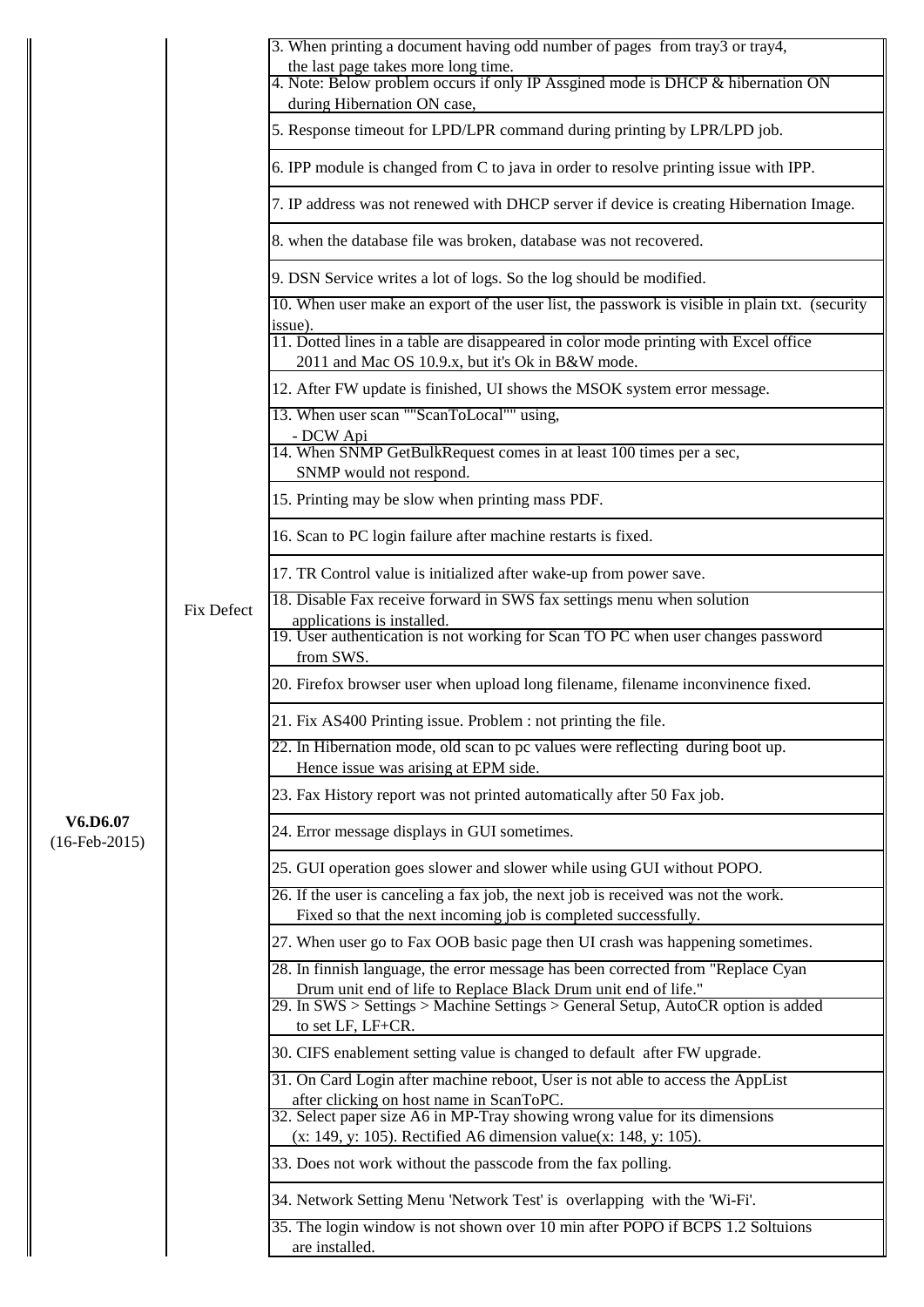| Version | Category | Description |
|---|---|---|
| V6.D6.07 (16-Feb-2015) | Fix Defect | 3. When printing a document having odd number of pages from tray3 or tray4, the last page takes more long time. |
| | | 4. Note: Below problem occurs if only IP Assgined mode is DHCP & hibernation ON during Hibernation ON case, |
| | | 5. Response timeout for LPD/LPR command during printing by LPR/LPD job. |
| | | 6. IPP module is changed from C to java in order to resolve printing issue with IPP. |
| | | 7. IP address was not renewed with DHCP server if device is creating Hibernation Image. |
| | | 8. when the database file was broken, database was not recovered. |
| | | 9. DSN Service writes a lot of logs. So the log should be modified. |
| | | 10. When user make an export of the user list, the passwork is visible in plain txt. (security issue). |
| | | 11. Dotted lines in a table are disappeared in color mode printing with Excel office 2011 and Mac OS 10.9.x, but it's Ok in B&W mode. |
| | | 12. After FW update is finished, UI shows the MSOK system error message. |
| | | 13. When user scan ""ScanToLocal"" using, - DCW Api |
| | | 14. When SNMP GetBulkRequest comes in at least 100 times per a sec, SNMP would not respond. |
| | | 15. Printing may be slow when printing mass PDF. |
| | | 16. Scan to PC login failure after machine restarts is fixed. |
| | | 17. TR Control value is initialized after wake-up from power save. |
| | | 18. Disable Fax receive forward in SWS fax settings menu when solution applications is installed. |
| | | 19. User authentication is not working for Scan TO PC when user changes password from SWS. |
| | | 20. Firefox browser user when upload long filename, filename inconvinence fixed. |
| | | 21. Fix AS400 Printing issue. Problem : not printing the file. |
| | | 22. In Hibernation mode, old scan to pc values were reflecting during boot up. Hence issue was arising at EPM side. |
| | | 23. Fax History report was not printed automatically after 50 Fax job. |
| | | 24. Error message displays in GUI sometimes. |
| | | 25. GUI operation goes slower and slower while using GUI without POPO. |
| | | 26. If the user is canceling a fax job, the next job is received was not the work. Fixed so that the next incoming job is completed successfully. |
| | | 27. When user go to Fax OOB basic page then UI crash was happening sometimes. |
| | | 28. In finnish language, the error message has been corrected from "Replace Cyan Drum unit end of life to Replace Black Drum unit end of life." |
| | | 29. In SWS > Settings > Machine Settings > General Setup, AutoCR option is added to set LF, LF+CR. |
| | | 30. CIFS enablement setting value is changed to default after FW upgrade. |
| | | 31. On Card Login after machine reboot, User is not able to access the AppList after clicking on host name in ScanToPC. |
| | | 32. Select paper size A6 in MP-Tray showing wrong value for its dimensions (x: 149, y: 105). Rectified A6 dimension value(x: 148, y: 105). |
| | | 33. Does not work without the passcode from the fax polling. |
| | | 34. Network Setting Menu 'Network Test' is overlapping with the 'Wi-Fi'. |
| | | 35. The login window is not shown over 10 min after POPO if BCPS 1.2 Soltuions are installed. |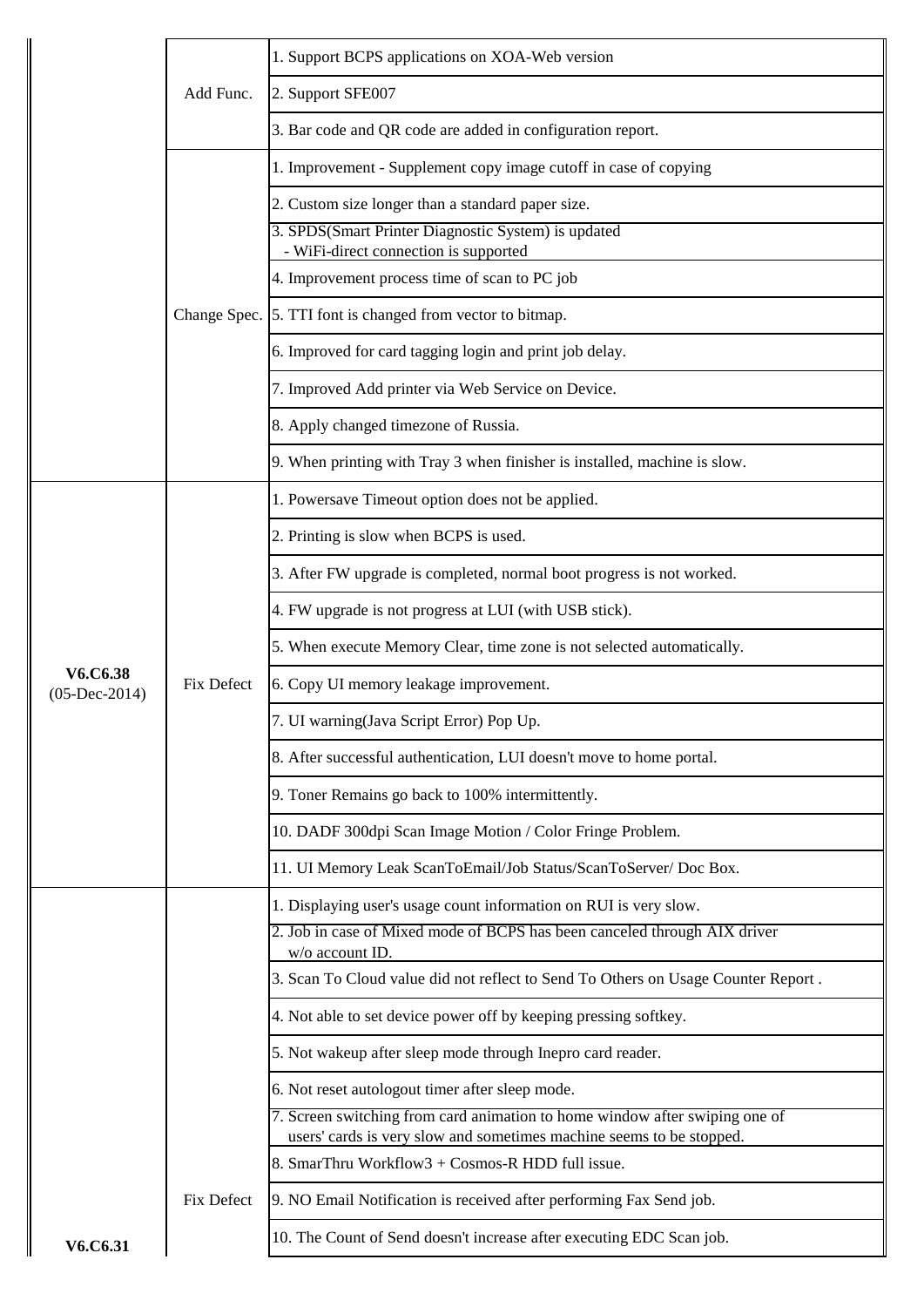| Version | Category | Description |
|---|---|---|
| | Add Func. | 1. Support BCPS applications on XOA-Web version |
| | | 2. Support SFE007 |
| | | 3. Bar code and QR code are added in configuration report. |
| | Change Spec. | 1. Improvement - Supplement copy image cutoff in case of copying |
| | | 2. Custom size longer than a standard paper size. |
| | | 3. SPDS(Smart Printer Diagnostic System) is updated - WiFi-direct connection is supported |
| | | 4. Improvement process time of scan to PC job |
| | | 5. TTI font is changed from vector to bitmap. |
| | | 6. Improved for card tagging login and print job delay. |
| | | 7. Improved Add printer via Web Service on Device. |
| | | 8. Apply changed timezone of Russia. |
| | | 9. When printing with Tray 3 when finisher is installed, machine is slow. |
| **V6.C6.38** (05-Dec-2014) | Fix Defect | 1. Powersave Timeout option does not be applied. |
| | | 2. Printing is slow when BCPS is used. |
| | | 3. After FW upgrade is completed, normal boot progress is not worked. |
| | | 4. FW upgrade is not progress at LUI (with USB stick). |
| | | 5. When execute Memory Clear, time zone is not selected automatically. |
| | | 6. Copy UI memory leakage improvement. |
| | | 7. UI warning(Java Script Error) Pop Up. |
| | | 8. After successful authentication, LUI doesn't move to home portal. |
| | | 9. Toner Remains go back to 100% intermittently. |
| | | 10. DADF 300dpi Scan Image Motion / Color Fringe Problem. |
| | | 11. UI Memory Leak ScanToEmail/Job Status/ScanToServer/ Doc Box. |
| **V6.C6.31** | Fix Defect | 1. Displaying user's usage count information on RUI is very slow. |
| | | 2. Job in case of Mixed mode of BCPS has been canceled through AIX driver w/o account ID. |
| | | 3. Scan To Cloud value did not reflect to Send To Others on Usage Counter Report . |
| | | 4. Not able to set device power off by keeping pressing softkey. |
| | | 5. Not wakeup after sleep mode through Inepro card reader. |
| | | 6. Not reset autologout timer after sleep mode. |
| | | 7. Screen switching from card animation to home window after swiping one of users' cards is very slow and sometimes machine seems to be stopped. |
| | | 8. SmarThru Workflow3 + Cosmos-R HDD full issue. |
| | | 9. NO Email Notification is received after performing Fax Send job. |
| | | 10. The Count of Send doesn't increase after executing EDC Scan job. |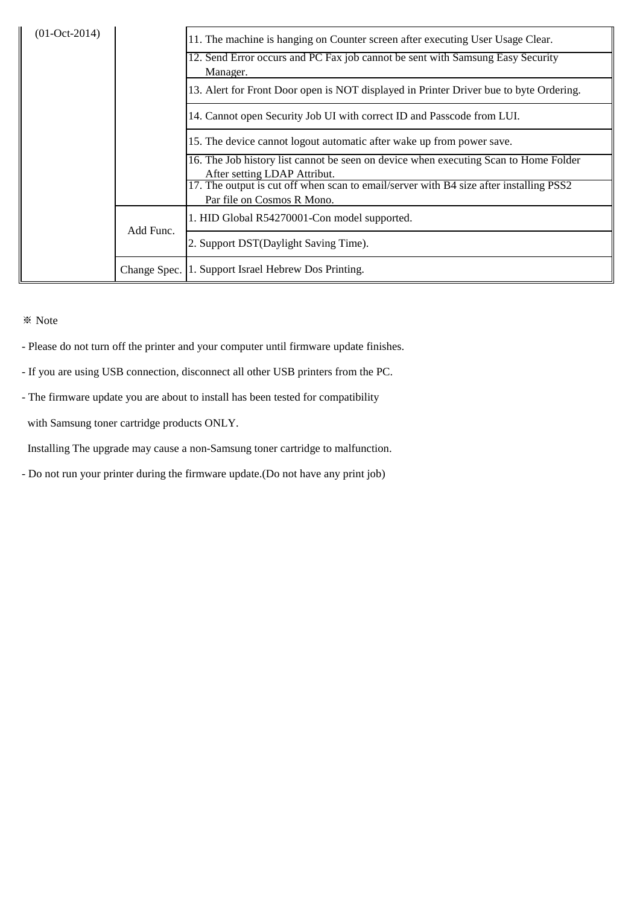| | | |
|---|---|---|
| (01-Oct-2014) | | 11. The machine is hanging on Counter screen after executing User Usage Clear. |
| | | 12. Send Error occurs and PC Fax job cannot be sent with Samsung Easy Security Manager. |
| | | 13. Alert for Front Door open is NOT displayed in Printer Driver bue to byte Ordering. |
| | | 14. Cannot open Security Job UI with correct ID and Passcode from LUI. |
| | | 15. The device cannot logout automatic after wake up from power save. |
| | | 16. The Job history list cannot be seen on device when executing Scan to Home Folder After setting LDAP Attribut. |
| | | 17. The output is cut off when scan to email/server with B4 size after installing PSS2 Par file on Cosmos R Mono. |
| | Add Func. | 1. HID Global R54270001-Con model supported. |
| | | 2. Support DST(Daylight Saving Time). |
| | Change Spec. | 1. Support Israel Hebrew Dos Printing. |

※ Note

- Please do not turn off the printer and your computer until firmware update finishes.
- If you are using USB connection, disconnect all other USB printers from the PC.
- The firmware update you are about to install has been tested for compatibility
  with Samsung toner cartridge products ONLY.
  Installing The upgrade may cause a non-Samsung toner cartridge to malfunction.
- Do not run your printer during the firmware update.(Do not have any print job)